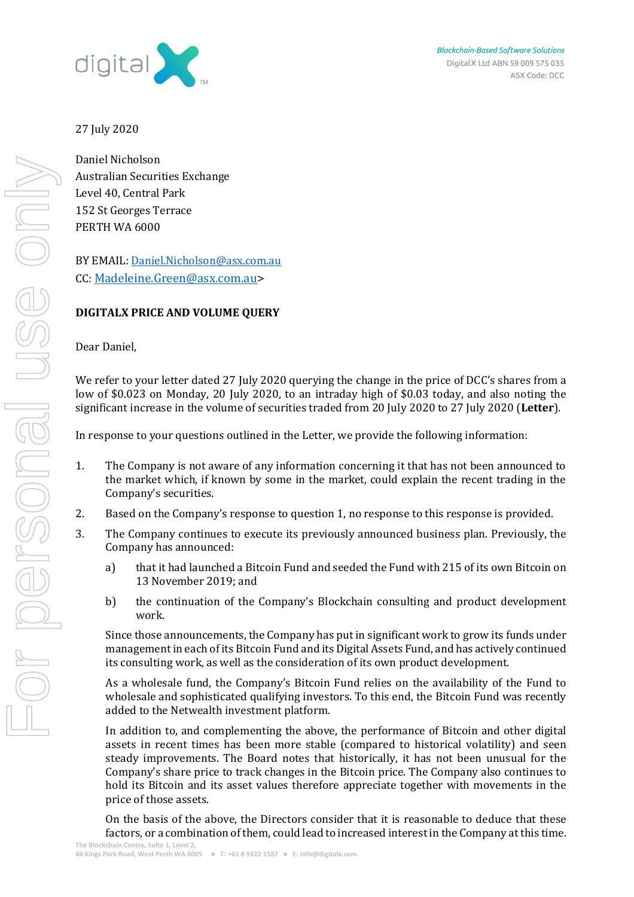Blockchain-Based Software Solutions
DigitalX Ltd ABN 59 009 575 035
ASX Code: DCC

27 July 2020

Daniel Nicholson
Australian Securities Exchange
Level 40, Central Park
152 St Georges Terrace
PERTH WA 6000

BY EMAIL: Daniel.Nicholson@asx.com.au
CC: Madeleine.Green@asx.com.au>

**DIGITALX PRICE AND VOLUME QUERY**

Dear Daniel,

We refer to your letter dated 27 July 2020 querying the change in the price of DCC's shares from a low of $0.023 on Monday, 20 July 2020, to an intraday high of $0.03 today, and also noting the significant increase in the volume of securities traded from 20 July 2020 to 27 July 2020 (**Letter**).

In response to your questions outlined in the Letter, we provide the following information:

1. The Company is not aware of any information concerning it that has not been announced to the market which, if known by some in the market, could explain the recent trading in the Company's securities.
2. Based on the Company's response to question 1, no response to this response is provided.
3. The Company continues to execute its previously announced business plan. Previously, the Company has announced:

   a) that it had launched a Bitcoin Fund and seeded the Fund with 215 of its own Bitcoin on 13 November 2019; and

   b) the continuation of the Company's Blockchain consulting and product development work.

   Since those announcements, the Company has put in significant work to grow its funds under management in each of its Bitcoin Fund and its Digital Assets Fund, and has actively continued its consulting work, as well as the consideration of its own product development.

   As a wholesale fund, the Company's Bitcoin Fund relies on the availability of the Fund to wholesale and sophisticated qualifying investors. To this end, the Bitcoin Fund was recently added to the Netwealth investment platform.

   In addition to, and complementing the above, the performance of Bitcoin and other digital assets in recent times has been more stable (compared to historical volatility) and seen steady improvements. The Board notes that historically, it has not been unusual for the Company's share price to track changes in the Bitcoin price. The Company also continues to hold its Bitcoin and its asset values therefore appreciate together with movements in the price of those assets.

   On the basis of the above, the Directors consider that it is reasonable to deduce that these factors, or a combination of them, could lead to increased interest in the Company at this time.

The Blockchain Centre, Suite 1, Level 2,
66 Kings Park Road, West Perth WA 6005 • T: +61 8 9322 1587 • E: info@digitalx.com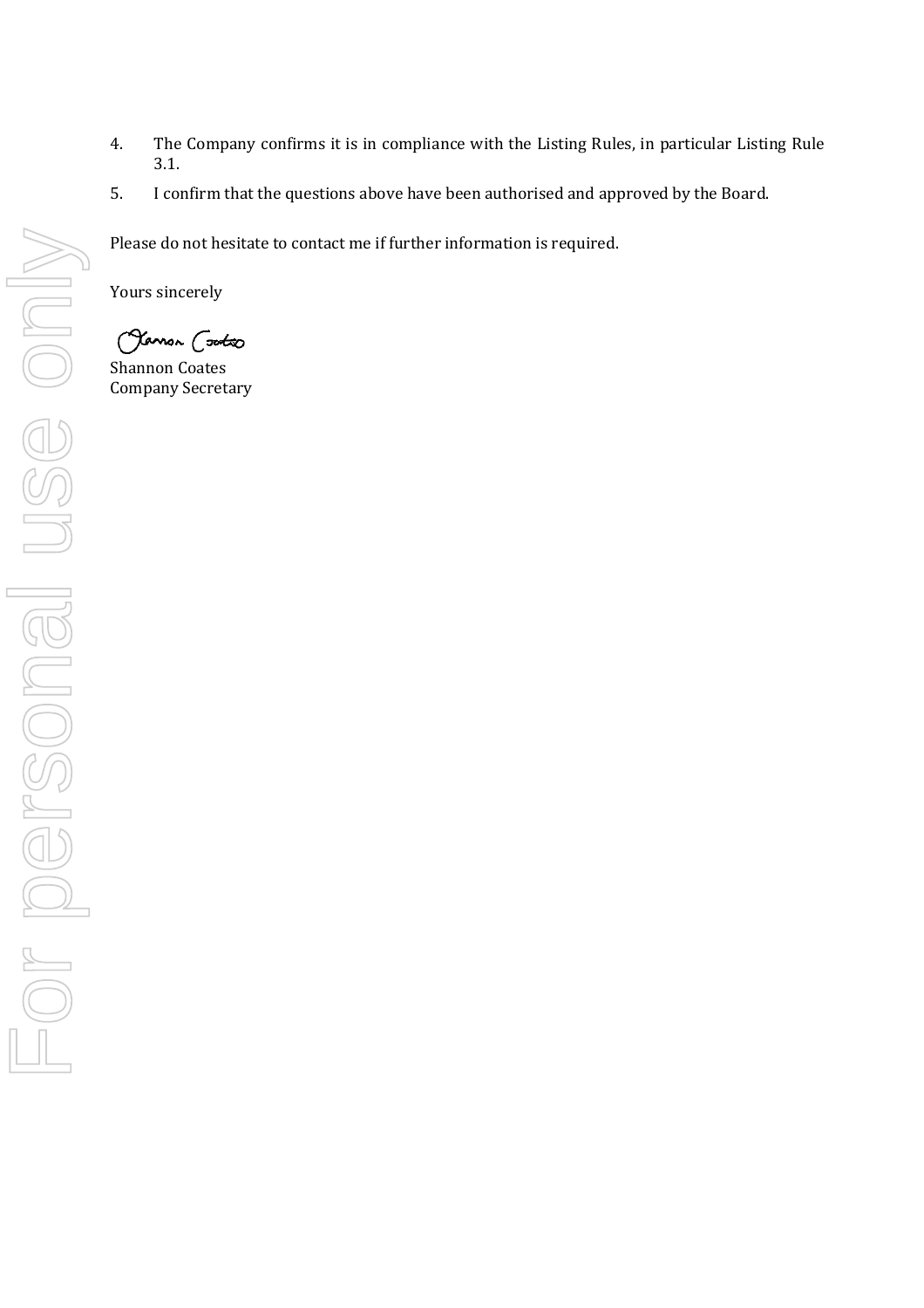4. The Company confirms it is in compliance with the Listing Rules, in particular Listing Rule 3.1.
5. I confirm that the questions above have been authorised and approved by the Board.

Please do not hesitate to contact me if further information is required.

Yours sincerely

Shannon Coates
Company Secretary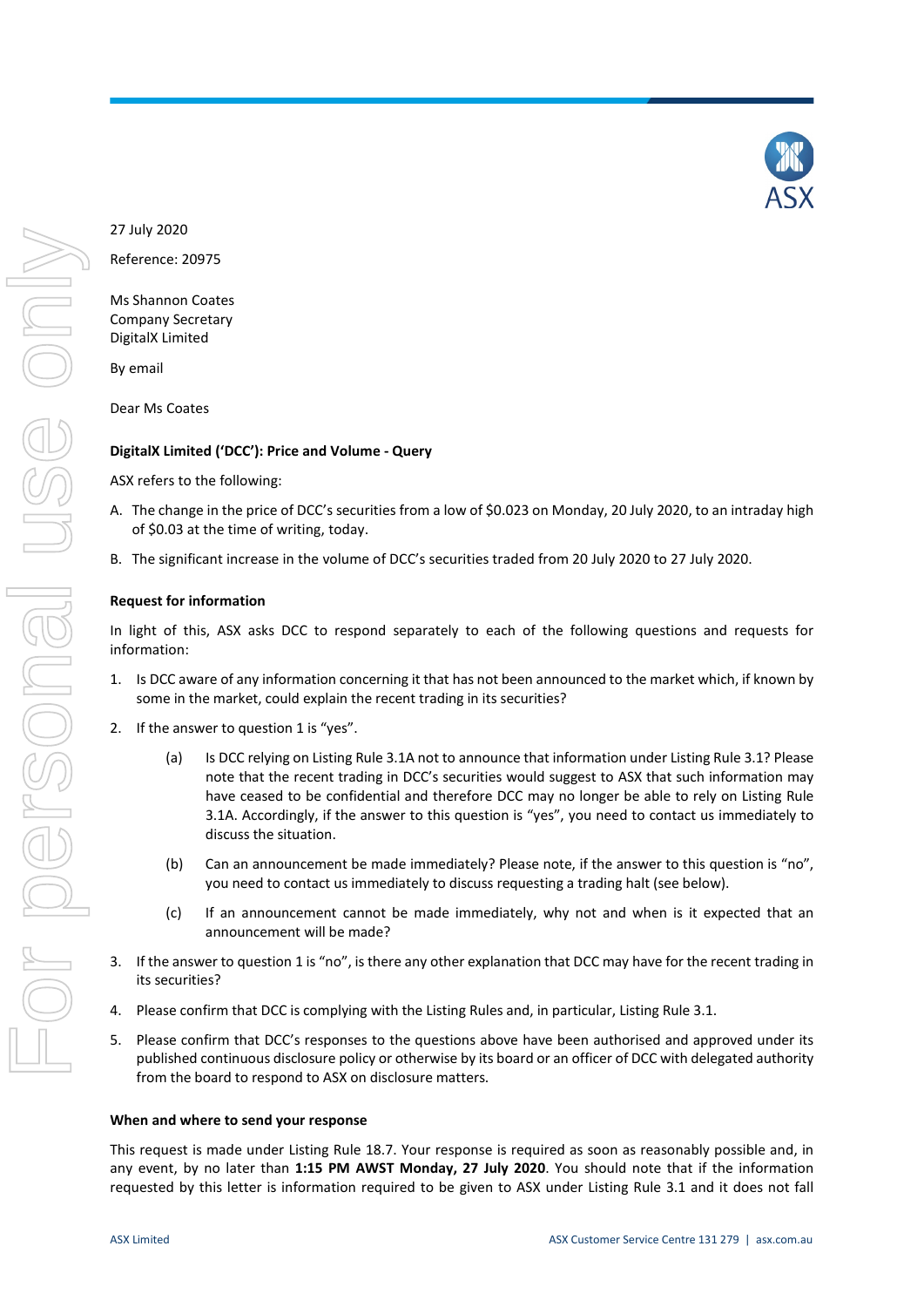27 July 2020

Reference: 20975

Ms Shannon Coates
Company Secretary
DigitalX Limited

By email

Dear Ms Coates

**DigitalX Limited ('DCC'): Price and Volume - Query**

ASX refers to the following:

A. The change in the price of DCC's securities from a low of $0.023 on Monday, 20 July 2020, to an intraday high of $0.03 at the time of writing, today.

B. The significant increase in the volume of DCC's securities traded from 20 July 2020 to 27 July 2020.

**Request for information**

In light of this, ASX asks DCC to respond separately to each of the following questions and requests for information:

1. Is DCC aware of any information concerning it that has not been announced to the market which, if known by some in the market, could explain the recent trading in its securities?

2. If the answer to question 1 is "yes".

   (a) Is DCC relying on Listing Rule 3.1A not to announce that information under Listing Rule 3.1? Please note that the recent trading in DCC's securities would suggest to ASX that such information may have ceased to be confidential and therefore DCC may no longer be able to rely on Listing Rule 3.1A. Accordingly, if the answer to this question is "yes", you need to contact us immediately to discuss the situation.

   (b) Can an announcement be made immediately? Please note, if the answer to this question is "no", you need to contact us immediately to discuss requesting a trading halt (see below).

   (c) If an announcement cannot be made immediately, why not and when is it expected that an announcement will be made?

3. If the answer to question 1 is "no", is there any other explanation that DCC may have for the recent trading in its securities?

4. Please confirm that DCC is complying with the Listing Rules and, in particular, Listing Rule 3.1.

5. Please confirm that DCC's responses to the questions above have been authorised and approved under its published continuous disclosure policy or otherwise by its board or an officer of DCC with delegated authority from the board to respond to ASX on disclosure matters.

**When and where to send your response**

This request is made under Listing Rule 18.7. Your response is required as soon as reasonably possible and, in any event, by no later than **1:15 PM AWST Monday, 27 July 2020**. You should note that if the information requested by this letter is information required to be given to ASX under Listing Rule 3.1 and it does not fall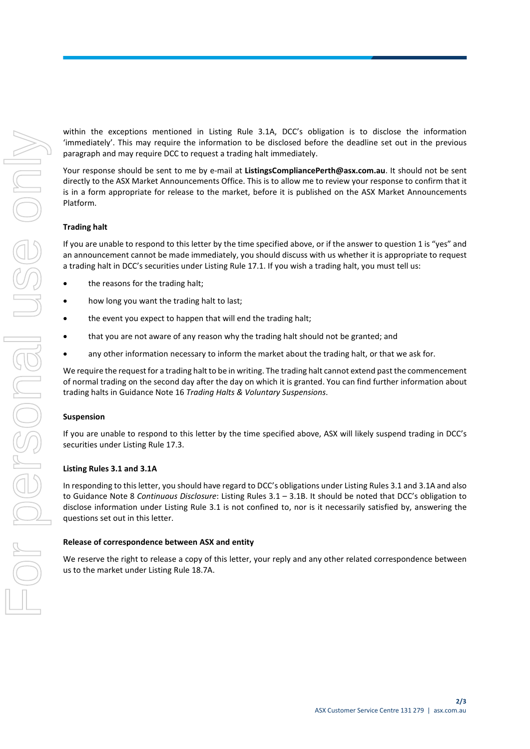within the exceptions mentioned in Listing Rule 3.1A, DCC's obligation is to disclose the information 'immediately'. This may require the information to be disclosed before the deadline set out in the previous paragraph and may require DCC to request a trading halt immediately.

Your response should be sent to me by e-mail at **ListingsCompliancePerth@asx.com.au**. It should not be sent directly to the ASX Market Announcements Office. This is to allow me to review your response to confirm that it is in a form appropriate for release to the market, before it is published on the ASX Market Announcements Platform.

**Trading halt**

If you are unable to respond to this letter by the time specified above, or if the answer to question 1 is "yes" and an announcement cannot be made immediately, you should discuss with us whether it is appropriate to request a trading halt in DCC's securities under Listing Rule 17.1. If you wish a trading halt, you must tell us:

- the reasons for the trading halt;
- how long you want the trading halt to last;
- the event you expect to happen that will end the trading halt;
- that you are not aware of any reason why the trading halt should not be granted; and
- any other information necessary to inform the market about the trading halt, or that we ask for.

We require the request for a trading halt to be in writing. The trading halt cannot extend past the commencement of normal trading on the second day after the day on which it is granted. You can find further information about trading halts in Guidance Note 16 *Trading Halts & Voluntary Suspensions*.

**Suspension**

If you are unable to respond to this letter by the time specified above, ASX will likely suspend trading in DCC's securities under Listing Rule 17.3.

**Listing Rules 3.1 and 3.1A**

In responding to this letter, you should have regard to DCC's obligations under Listing Rules 3.1 and 3.1A and also to Guidance Note 8 *Continuous Disclosure*: Listing Rules 3.1 – 3.1B. It should be noted that DCC's obligation to disclose information under Listing Rule 3.1 is not confined to, nor is it necessarily satisfied by, answering the questions set out in this letter.

**Release of correspondence between ASX and entity**

We reserve the right to release a copy of this letter, your reply and any other related correspondence between us to the market under Listing Rule 18.7A.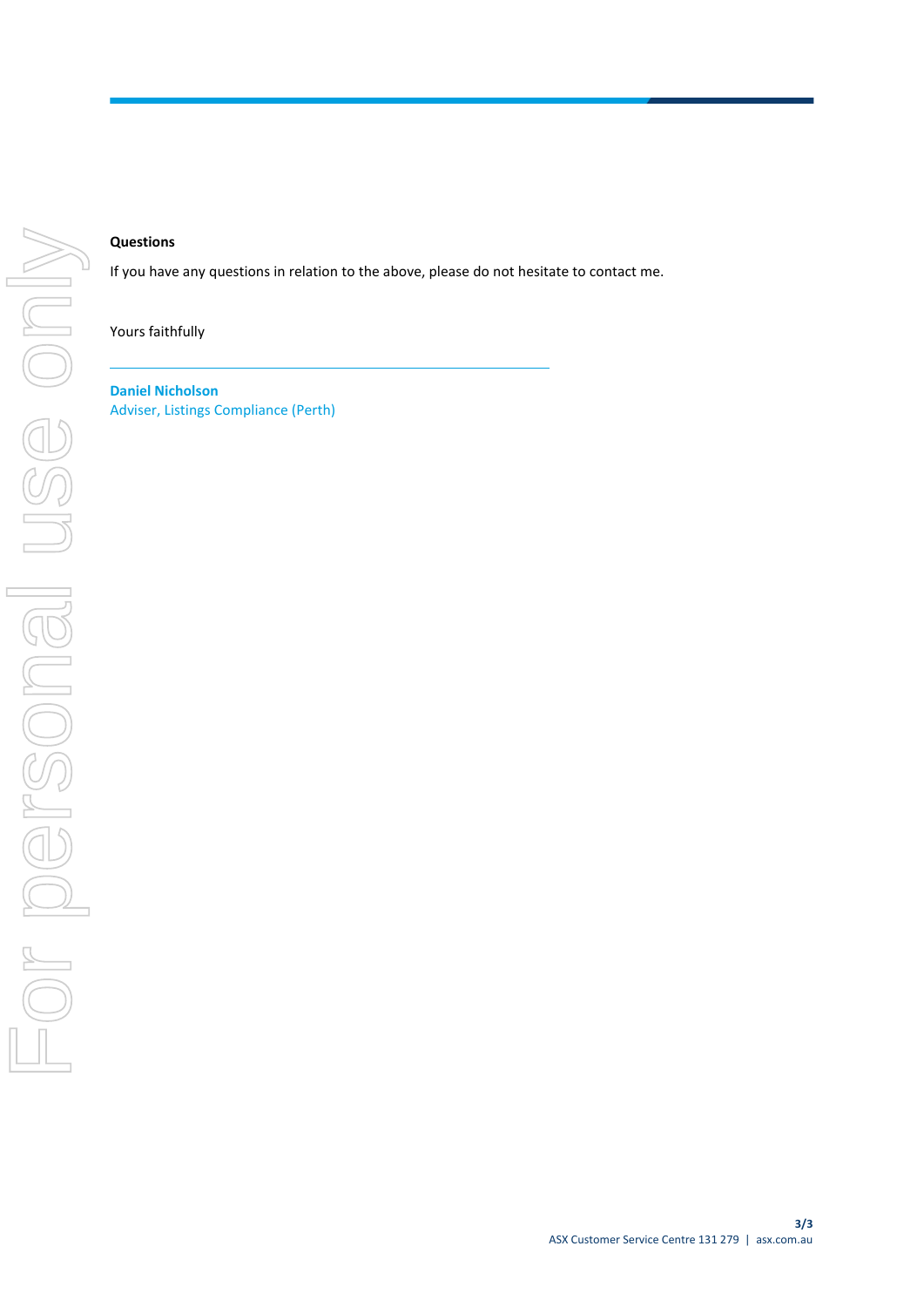**Questions**

If you have any questions in relation to the above, please do not hesitate to contact me.

Yours faithfully

**Daniel Nicholson**
Adviser, Listings Compliance (Perth)